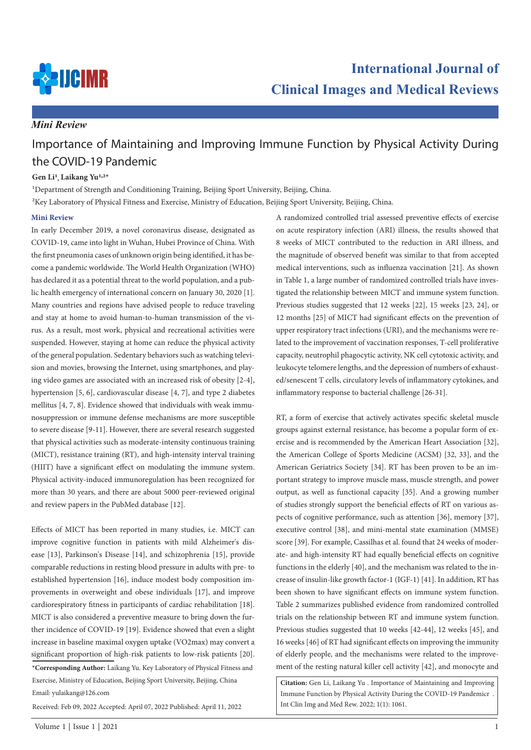*Mini Review*

# Importance of Maintaining and Improving Immune Function by Physical Activity During the COVID-19 Pandemic

**Gen Li[1], Laikang Yu[1,2*]**

[1]Department of Strength and Conditioning Training, Beijing Sport University, Beijing, China.

[2]Key Laboratory of Physical Fitness and Exercise, Ministry of Education, Beijing Sport University, Beijing, China.

## Mini Review

In early December 2019, a novel coronavirus disease, designated as COVID-19, came into light in Wuhan, Hubei Province of China. With the first pneumonia cases of unknown origin being identified, it has become a pandemic worldwide. The World Health Organization (WHO) has declared it as a potential threat to the world population, and a public health emergency of international concern on January 30, 2020 [1]. Many countries and regions have advised people to reduce traveling and stay at home to avoid human-to-human transmission of the virus. As a result, most work, physical and recreational activities were suspended. However, staying at home can reduce the physical activity of the general population. Sedentary behaviors such as watching television and movies, browsing the Internet, using smartphones, and playing video games are associated with an increased risk of obesity [2-4], hypertension [5, 6], cardiovascular disease [4, 7], and type 2 diabetes mellitus [4, 7, 8]. Evidence showed that individuals with weak immunosuppression or immune defense mechanisms are more susceptible to severe disease [9-11]. However, there are several research suggested that physical activities such as moderate-intensity continuous training (MICT), resistance training (RT), and high-intensity interval training (HIIT) have a significant effect on modulating the immune system. Physical activity-induced immunoregulation has been recognized for more than 30 years, and there are about 5000 peer-reviewed original and review papers in the PubMed database [12].

Effects of MICT has been reported in many studies, i.e. MICT can improve cognitive function in patients with mild Alzheimer's disease [13], Parkinson's Disease [14], and schizophrenia [15], provide comparable reductions in resting blood pressure in adults with pre- to established hypertension [16], induce modest body composition improvements in overweight and obese individuals [17], and improve cardiorespiratory fitness in participants of cardiac rehabilitation [18]. MICT is also considered a preventive measure to bring down the further incidence of COVID-19 [19]. Evidence showed that even a slight increase in baseline maximal oxygen uptake (VO2max) may convert a significant proportion of high-risk patients to low-risk patients [20].

A randomized controlled trial assessed preventive effects of exercise on acute respiratory infection (ARI) illness, the results showed that 8 weeks of MICT contributed to the reduction in ARI illness, and the magnitude of observed benefit was similar to that from accepted medical interventions, such as influenza vaccination [21]. As shown in Table 1, a large number of randomized controlled trials have investigated the relationship between MICT and immune system function. Previous studies suggested that 12 weeks [22], 15 weeks [23, 24], or 12 months [25] of MICT had significant effects on the prevention of upper respiratory tract infections (URI), and the mechanisms were related to the improvement of vaccination responses, T-cell proliferative capacity, neutrophil phagocytic activity, NK cell cytotoxic activity, and leukocyte telomere lengths, and the depression of numbers of exhausted/senescent T cells, circulatory levels of inflammatory cytokines, and inflammatory response to bacterial challenge [26-31].

RT, a form of exercise that actively activates specific skeletal muscle groups against external resistance, has become a popular form of exercise and is recommended by the American Heart Association [32], the American College of Sports Medicine (ACSM) [32, 33], and the American Geriatrics Society [34]. RT has been proven to be an important strategy to improve muscle mass, muscle strength, and power output, as well as functional capacity [35]. And a growing number of studies strongly support the beneficial effects of RT on various aspects of cognitive performance, such as attention [36], memory [37], executive control [38], and mini-mental state examination (MMSE) score [39]. For example, Cassilhas et al. found that 24 weeks of moderate- and high-intensity RT had equally beneficial effects on cognitive functions in the elderly [40], and the mechanism was related to the increase of insulin-like growth factor-1 (IGF-1) [41]. In addition, RT has been shown to have significant effects on immune system function. Table 2 summarizes published evidence from randomized controlled trials on the relationship between RT and immune system function. Previous studies suggested that 10 weeks [42-44], 12 weeks [45], and 16 weeks [46] of RT had significant effects on improving the immunity of elderly people, and the mechanisms were related to the improvement of the resting natural killer cell activity [42], and monocyte and

**\*Corresponding Author:** Laikang Yu. Key Laboratory of Physical Fitness and Exercise, Ministry of Education, Beijing Sport University, Beijing, China
Email: yulaikang@126.com

Received: Feb 09, 2022 Accepted: April 07, 2022 Published: April 11, 2022

**Citation:** Gen Li, Laikang Yu . Importance of Maintaining and Improving Immune Function by Physical Activity During the COVID-19 Pandemicr . Int Clin Img and Med Rew. 2022; 1(1): 1061.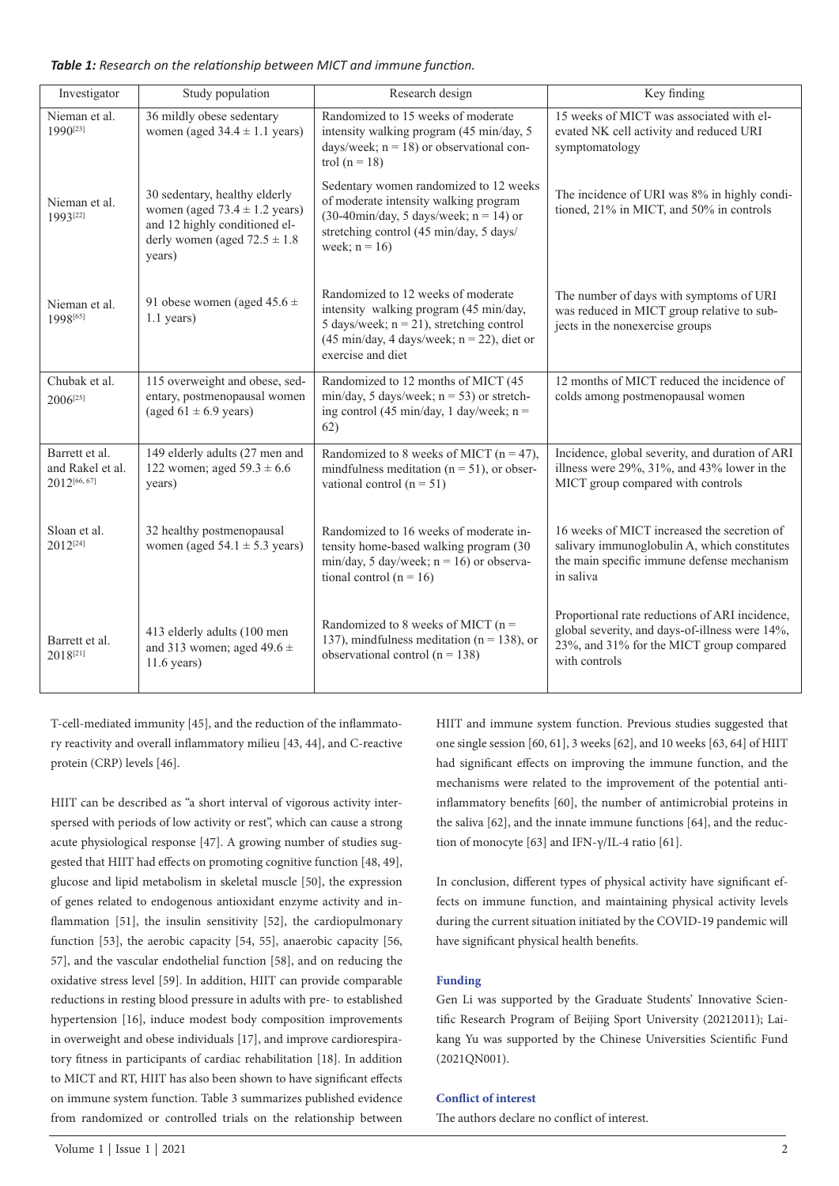*Table 1: Research on the relationship between MICT and immune function.*

| Investigator | Study population | Research design | Key finding |
|---|---|---|---|
| Nieman et al. 1990[23] | 36 mildly obese sedentary women (aged 34.4 ± 1.1 years) | Randomized to 15 weeks of moderate intensity walking program (45 min/day, 5 days/week; n = 18) or observational control (n = 18) | 15 weeks of MICT was associated with elevated NK cell activity and reduced URI symptomatology |
| Nieman et al. 1993[22] | 30 sedentary, healthy elderly women (aged 73.4 ± 1.2 years) and 12 highly conditioned elderly women (aged 72.5 ± 1.8 years) | Sedentary women randomized to 12 weeks of moderate intensity walking program (30-40min/day, 5 days/week; n = 14) or stretching control (45 min/day, 5 days/ week; n = 16) | The incidence of URI was 8% in highly conditioned, 21% in MICT, and 50% in controls |
| Nieman et al. 1998[65] | 91 obese women (aged 45.6 ± 1.1 years) | Randomized to 12 weeks of moderate intensity walking program (45 min/day, 5 days/week; n = 21), stretching control (45 min/day, 4 days/week; n = 22), diet or exercise and diet | The number of days with symptoms of URI was reduced in MICT group relative to subjects in the nonexercise groups |
| Chubak et al. 2006[25] | 115 overweight and obese, sedentary, postmenopausal women (aged 61 ± 6.9 years) | Randomized to 12 months of MICT (45 min/day, 5 days/week; n = 53) or stretching control (45 min/day, 1 day/week; n = 62) | 12 months of MICT reduced the incidence of colds among postmenopausal women |
| Barrett et al. and Rakel et al. 2012[66, 67] | 149 elderly adults (27 men and 122 women; aged 59.3 ± 6.6 years) | Randomized to 8 weeks of MICT (n = 47), mindfulness meditation (n = 51), or observational control (n = 51) | Incidence, global severity, and duration of ARI illness were 29%, 31%, and 43% lower in the MICT group compared with controls |
| Sloan et al. 2012[24] | 32 healthy postmenopausal women (aged 54.1 ± 5.3 years) | Randomized to 16 weeks of moderate intensity home-based walking program (30 min/day, 5 day/week; n = 16) or observational control (n = 16) | 16 weeks of MICT increased the secretion of salivary immunoglobulin A, which constitutes the main specific immune defense mechanism in saliva |
| Barrett et al. 2018[21] | 413 elderly adults (100 men and 313 women; aged 49.6 ± 11.6 years) | Randomized to 8 weeks of MICT (n = 137), mindfulness meditation (n = 138), or observational control (n = 138) | Proportional rate reductions of ARI incidence, global severity, and days-of-illness were 14%, 23%, and 31% for the MICT group compared with controls |

T-cell-mediated immunity [45], and the reduction of the inflammatory reactivity and overall inflammatory milieu [43, 44], and C-reactive protein (CRP) levels [46].

HIIT can be described as "a short interval of vigorous activity interspersed with periods of low activity or rest", which can cause a strong acute physiological response [47]. A growing number of studies suggested that HIIT had effects on promoting cognitive function [48, 49], glucose and lipid metabolism in skeletal muscle [50], the expression of genes related to endogenous antioxidant enzyme activity and inflammation [51], the insulin sensitivity [52], the cardiopulmonary function [53], the aerobic capacity [54, 55], anaerobic capacity [56, 57], and the vascular endothelial function [58], and on reducing the oxidative stress level [59]. In addition, HIIT can provide comparable reductions in resting blood pressure in adults with pre- to established hypertension [16], induce modest body composition improvements in overweight and obese individuals [17], and improve cardiorespiratory fitness in participants of cardiac rehabilitation [18]. In addition to MICT and RT, HIIT has also been shown to have significant effects on immune system function. Table 3 summarizes published evidence from randomized or controlled trials on the relationship between HIIT and immune system function. Previous studies suggested that one single session [60, 61], 3 weeks [62], and 10 weeks [63, 64] of HIIT had significant effects on improving the immune function, and the mechanisms were related to the improvement of the potential anti-inflammatory benefits [60], the number of antimicrobial proteins in the saliva [62], and the innate immune functions [64], and the reduction of monocyte [63] and IFN-γ/IL-4 ratio [61].

In conclusion, different types of physical activity have significant effects on immune function, and maintaining physical activity levels during the current situation initiated by the COVID-19 pandemic will have significant physical health benefits.

### Funding

Gen Li was supported by the Graduate Students' Innovative Scientific Research Program of Beijing Sport University (20212011); Laikang Yu was supported by the Chinese Universities Scientific Fund (2021QN001).

### Conflict of interest

The authors declare no conflict of interest.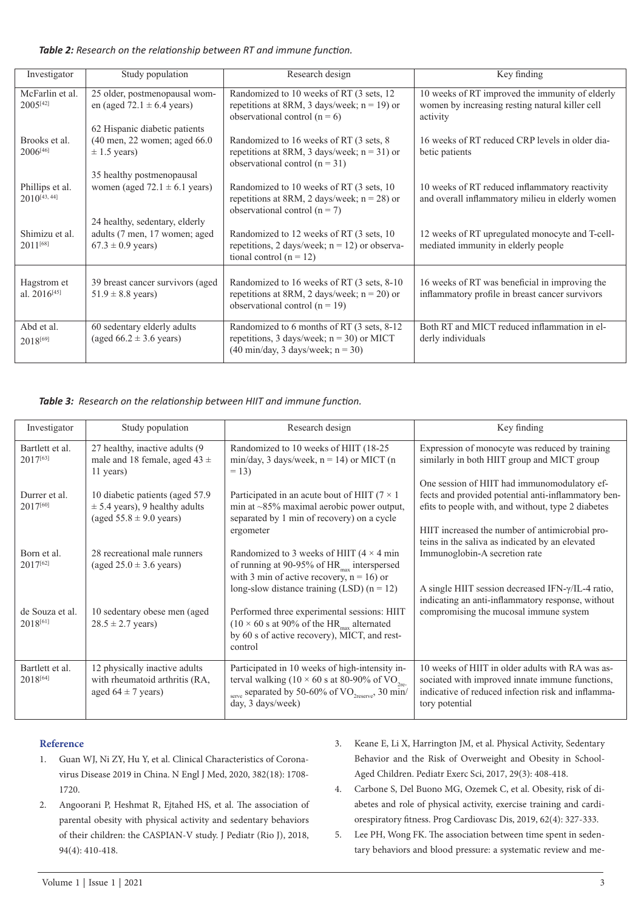***Table 2:*** *Research on the relationship between RT and immune function.*

| Investigator | Study population | Research design | Key finding |
|---|---|---|---|
| McFarlin et al. 2005[42] | 25 older, postmenopausal women (aged 72.1 ± 6.4 years) | Randomized to 10 weeks of RT (3 sets, 12 repetitions at 8RM, 3 days/week; n = 19) or observational control (n = 6) | 10 weeks of RT improved the immunity of elderly women by increasing resting natural killer cell activity |
| Brooks et al. 2006[46] | 62 Hispanic diabetic patients (40 men, 22 women; aged 66.0 ± 1.5 years) | Randomized to 16 weeks of RT (3 sets, 8 repetitions at 8RM, 3 days/week; n = 31) or observational control (n = 31) | 16 weeks of RT reduced CRP levels in older diabetic patients |
| Phillips et al. 2010[43, 44] | 35 healthy postmenopausal women (aged 72.1 ± 6.1 years) | Randomized to 10 weeks of RT (3 sets, 10 repetitions at 8RM, 2 days/week; n = 28) or observational control (n = 7) | 10 weeks of RT reduced inflammatory reactivity and overall inflammatory milieu in elderly women |
| Shimizu et al. 2011[68] | 24 healthy, sedentary, elderly adults (7 men, 17 women; aged 67.3 ± 0.9 years) | Randomized to 12 weeks of RT (3 sets, 10 repetitions, 2 days/week; n = 12) or observational control (n = 12) | 12 weeks of RT upregulated monocyte and T-cell-mediated immunity in elderly people |
| Hagstrom et al. 2016[45] | 39 breast cancer survivors (aged 51.9 ± 8.8 years) | Randomized to 16 weeks of RT (3 sets, 8-10 repetitions at 8RM, 2 days/week; n = 20) or observational control (n = 19) | 16 weeks of RT was beneficial in improving the inflammatory profile in breast cancer survivors |
| Abd et al. 2018[69] | 60 sedentary elderly adults (aged 66.2 ± 3.6 years) | Randomized to 6 months of RT (3 sets, 8-12 repetitions, 3 days/week; n = 30) or MICT (40 min/day, 3 days/week; n = 30) | Both RT and MICT reduced inflammation in elderly individuals |

***Table 3:*** *Research on the relationship between HIIT and immune function.*

| Investigator | Study population | Research design | Key finding |
|---|---|---|---|
| Bartlett et al. 2017[63] | 27 healthy, inactive adults (9 male and 18 female, aged 43 ± 11 years) | Randomized to 10 weeks of HIIT (18-25 min/day, 3 days/week, n = 14) or MICT (n = 13) | Expression of monocyte was reduced by training similarly in both HIIT group and MICT group |
| Durrer et al. 2017[60] | 10 diabetic patients (aged 57.9 ± 5.4 years), 9 healthy adults (aged 55.8 ± 9.0 years) | Participated in an acute bout of HIIT (7 × 1 min at ~85% maximal aerobic power output, separated by 1 min of recovery) on a cycle ergometer | One session of HIIT had immunomodulatory effects and provided potential anti-inflammatory benefits to people with, and without, type 2 diabetes |
| Born et al. 2017[62] | 28 recreational male runners (aged 25.0 ± 3.6 years) | Randomized to 3 weeks of HIIT (4 × 4 min of running at 90-95% of $HR_{max}$ interspersed with 3 min of active recovery, n = 16) or long-slow distance training (LSD) (n = 12) | HIIT increased the number of antimicrobial proteins in the saliva as indicated by an elevated Immunoglobin-A secretion rate |
| de Souza et al. 2018[61] | 10 sedentary obese men (aged 28.5 ± 2.7 years) | Performed three experimental sessions: HIIT (10 × 60 s at 90% of the $HR_{max}$ alternated by 60 s of active recovery), MICT, and rest-control | A single HIIT session decreased IFN-γ/IL-4 ratio, indicating an anti-inflammatory response, without compromising the mucosal immune system |
| Bartlett et al. 2018[64] | 12 physically inactive adults with rheumatoid arthritis (RA, aged 64 ± 7 years) | Participated in 10 weeks of high-intensity interval walking (10 × 60 s at 80-90% of $VO_{2reserve}$ separated by 50-60% of $VO_{2reserve}$, 30 min/day, 3 days/week) | 10 weeks of HIIT in older adults with RA was associated with improved innate immune functions, indicative of reduced infection risk and inflammatory potential |

## Reference

1. Guan WJ, Ni ZY, Hu Y, et al. Clinical Characteristics of Coronavirus Disease 2019 in China. N Engl J Med, 2020, 382(18): 1708-1720.
2. Angoorani P, Heshmat R, Ejtahed HS, et al. The association of parental obesity with physical activity and sedentary behaviors of their children: the CASPIAN-V study. J Pediatr (Rio J), 2018, 94(4): 410-418.
3. Keane E, Li X, Harrington JM, et al. Physical Activity, Sedentary Behavior and the Risk of Overweight and Obesity in School-Aged Children. Pediatr Exerc Sci, 2017, 29(3): 408-418.
4. Carbone S, Del Buono MG, Ozemek C, et al. Obesity, risk of diabetes and role of physical activity, exercise training and cardiorespiratory fitness. Prog Cardiovasc Dis, 2019, 62(4): 327-333.
5. Lee PH, Wong FK. The association between time spent in sedentary behaviors and blood pressure: a systematic review and me-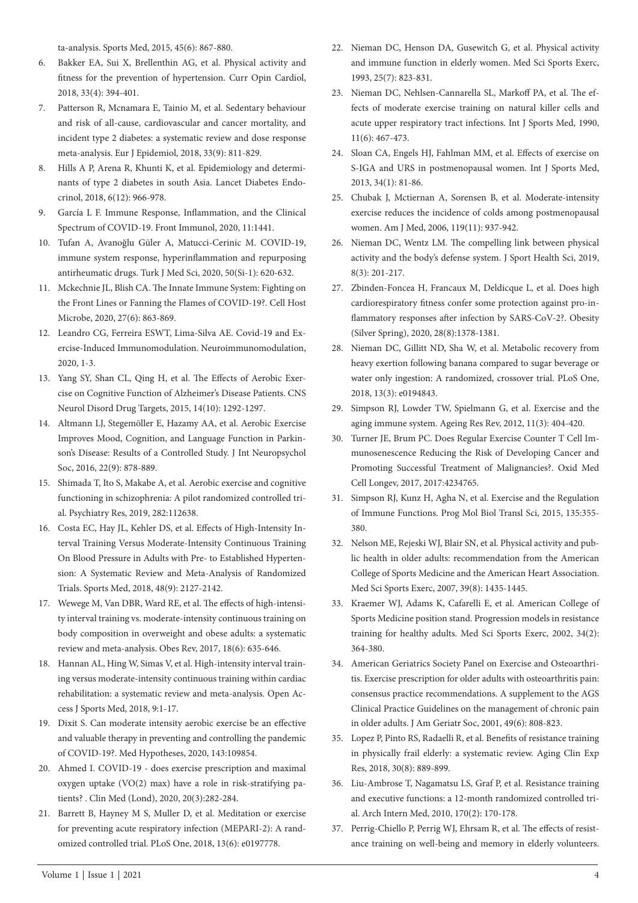ta-analysis. Sports Med, 2015, 45(6): 867-880.

6. Bakker EA, Sui X, Brellenthin AG, et al. Physical activity and fitness for the prevention of hypertension. Curr Opin Cardiol, 2018, 33(4): 394-401.
7. Patterson R, Mcnamara E, Tainio M, et al. Sedentary behaviour and risk of all-cause, cardiovascular and cancer mortality, and incident type 2 diabetes: a systematic review and dose response meta-analysis. Eur J Epidemiol, 2018, 33(9): 811-829.
8. Hills A P, Arena R, Khunti K, et al. Epidemiology and determinants of type 2 diabetes in south Asia. Lancet Diabetes Endocrinol, 2018, 6(12): 966-978.
9. García L F. Immune Response, Inflammation, and the Clinical Spectrum of COVID-19. Front Immunol, 2020, 11:1441.
10. Tufan A, Avanoğlu Güler A, Matucci-Cerinic M. COVID-19, immune system response, hyperinflammation and repurposing antirheumatic drugs. Turk J Med Sci, 2020, 50(Si-1): 620-632.
11. Mckechnie JL, Blish CA. The Innate Immune System: Fighting on the Front Lines or Fanning the Flames of COVID-19?. Cell Host Microbe, 2020, 27(6): 863-869.
12. Leandro CG, Ferreira ESWT, Lima-Silva AE. Covid-19 and Exercise-Induced Immunomodulation. Neuroimmunomodulation, 2020, 1-3.
13. Yang SY, Shan CL, Qing H, et al. The Effects of Aerobic Exercise on Cognitive Function of Alzheimer's Disease Patients. CNS Neurol Disord Drug Targets, 2015, 14(10): 1292-1297.
14. Altmann LJ, Stegemöller E, Hazamy AA, et al. Aerobic Exercise Improves Mood, Cognition, and Language Function in Parkinson's Disease: Results of a Controlled Study. J Int Neuropsychol Soc, 2016, 22(9): 878-889.
15. Shimada T, Ito S, Makabe A, et al. Aerobic exercise and cognitive functioning in schizophrenia: A pilot randomized controlled trial. Psychiatry Res, 2019, 282:112638.
16. Costa EC, Hay JL, Kehler DS, et al. Effects of High-Intensity Interval Training Versus Moderate-Intensity Continuous Training On Blood Pressure in Adults with Pre- to Established Hypertension: A Systematic Review and Meta-Analysis of Randomized Trials. Sports Med, 2018, 48(9): 2127-2142.
17. Wewege M, Van DBR, Ward RE, et al. The effects of high-intensity interval training vs. moderate-intensity continuous training on body composition in overweight and obese adults: a systematic review and meta-analysis. Obes Rev, 2017, 18(6): 635-646.
18. Hannan AL, Hing W, Simas V, et al. High-intensity interval training versus moderate-intensity continuous training within cardiac rehabilitation: a systematic review and meta-analysis. Open Access J Sports Med, 2018, 9:1-17.
19. Dixit S. Can moderate intensity aerobic exercise be an effective and valuable therapy in preventing and controlling the pandemic of COVID-19?. Med Hypotheses, 2020, 143:109854.
20. Ahmed I. COVID-19 - does exercise prescription and maximal oxygen uptake (VO(2) max) have a role in risk-stratifying patients? . Clin Med (Lond), 2020, 20(3):282-284.
21. Barrett B, Hayney M S, Muller D, et al. Meditation or exercise for preventing acute respiratory infection (MEPARI-2): A randomized controlled trial. PLoS One, 2018, 13(6): e0197778.
22. Nieman DC, Henson DA, Gusewitch G, et al. Physical activity and immune function in elderly women. Med Sci Sports Exerc, 1993, 25(7): 823-831.
23. Nieman DC, Nehlsen-Cannarella SL, Markoff PA, et al. The effects of moderate exercise training on natural killer cells and acute upper respiratory tract infections. Int J Sports Med, 1990, 11(6): 467-473.
24. Sloan CA, Engels HJ, Fahlman MM, et al. Effects of exercise on S-IGA and URS in postmenopausal women. Int J Sports Med, 2013, 34(1): 81-86.
25. Chubak J, Mctiernan A, Sorensen B, et al. Moderate-intensity exercise reduces the incidence of colds among postmenopausal women. Am J Med, 2006, 119(11): 937-942.
26. Nieman DC, Wentz LM. The compelling link between physical activity and the body's defense system. J Sport Health Sci, 2019, 8(3): 201-217.
27. Zbinden-Foncea H, Francaux M, Deldicque L, et al. Does high cardiorespiratory fitness confer some protection against pro-inflammatory responses after infection by SARS-CoV-2?. Obesity (Silver Spring), 2020, 28(8):1378-1381.
28. Nieman DC, Gillitt ND, Sha W, et al. Metabolic recovery from heavy exertion following banana compared to sugar beverage or water only ingestion: A randomized, crossover trial. PLoS One, 2018, 13(3): e0194843.
29. Simpson RJ, Lowder TW, Spielmann G, et al. Exercise and the aging immune system. Ageing Res Rev, 2012, 11(3): 404-420.
30. Turner JE, Brum PC. Does Regular Exercise Counter T Cell Immunosenescence Reducing the Risk of Developing Cancer and Promoting Successful Treatment of Malignancies?. Oxid Med Cell Longev, 2017, 2017:4234765.
31. Simpson RJ, Kunz H, Agha N, et al. Exercise and the Regulation of Immune Functions. Prog Mol Biol Transl Sci, 2015, 135:355-380.
32. Nelson ME, Rejeski WJ, Blair SN, et al. Physical activity and public health in older adults: recommendation from the American College of Sports Medicine and the American Heart Association. Med Sci Sports Exerc, 2007, 39(8): 1435-1445.
33. Kraemer WJ, Adams K, Cafarelli E, et al. American College of Sports Medicine position stand. Progression models in resistance training for healthy adults. Med Sci Sports Exerc, 2002, 34(2): 364-380.
34. American Geriatrics Society Panel on Exercise and Osteoarthritis. Exercise prescription for older adults with osteoarthritis pain: consensus practice recommendations. A supplement to the AGS Clinical Practice Guidelines on the management of chronic pain in older adults. J Am Geriatr Soc, 2001, 49(6): 808-823.
35. Lopez P, Pinto RS, Radaelli R, et al. Benefits of resistance training in physically frail elderly: a systematic review. Aging Clin Exp Res, 2018, 30(8): 889-899.
36. Liu-Ambrose T, Nagamatsu LS, Graf P, et al. Resistance training and executive functions: a 12-month randomized controlled trial. Arch Intern Med, 2010, 170(2): 170-178.
37. Perrig-Chiello P, Perrig WJ, Ehrsam R, et al. The effects of resistance training on well-being and memory in elderly volunteers.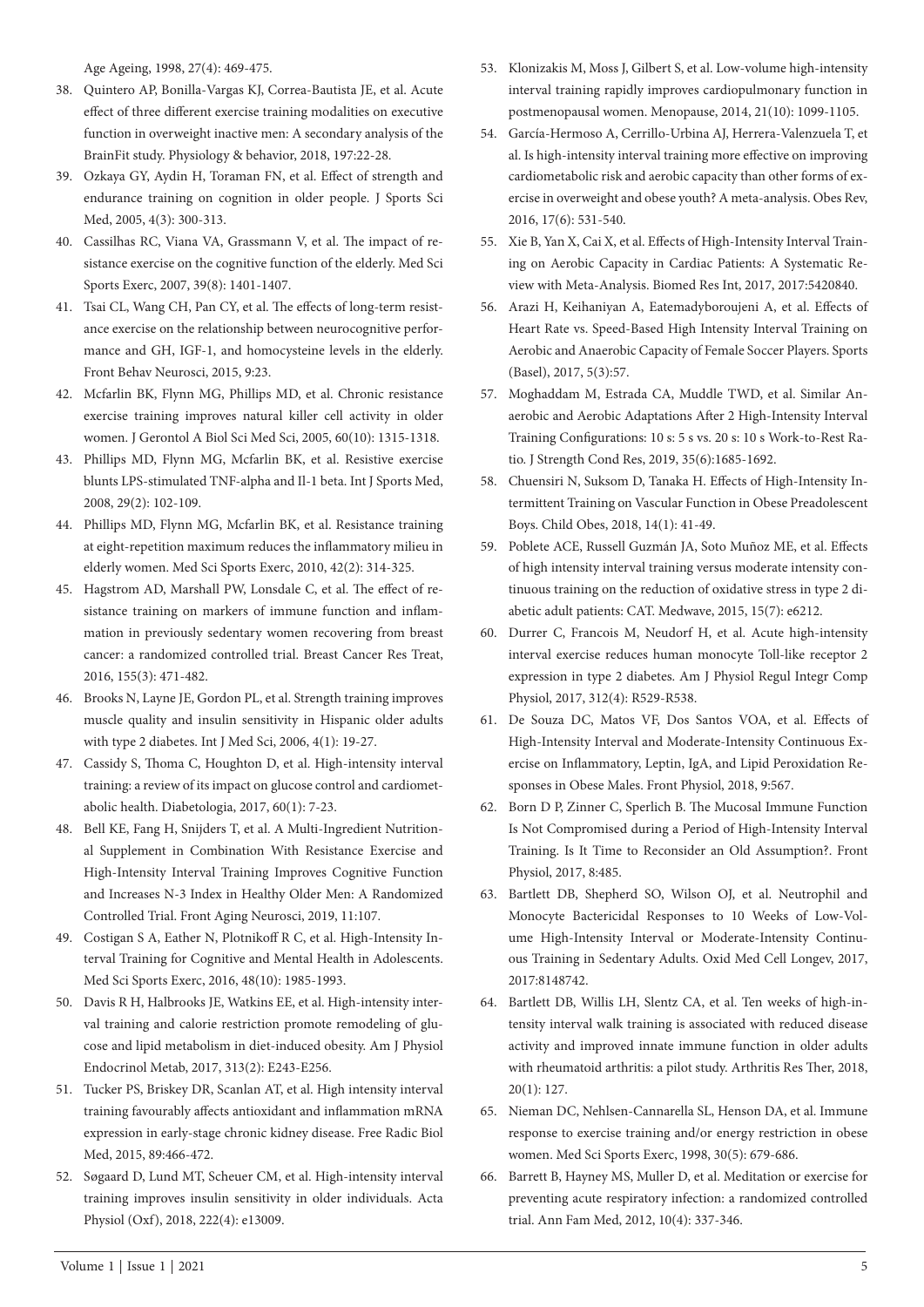Age Ageing, 1998, 27(4): 469-475.

38. Quintero AP, Bonilla-Vargas KJ, Correa-Bautista JE, et al. Acute effect of three different exercise training modalities on executive function in overweight inactive men: A secondary analysis of the BrainFit study. Physiology & behavior, 2018, 197:22-28.
39. Ozkaya GY, Aydin H, Toraman FN, et al. Effect of strength and endurance training on cognition in older people. J Sports Sci Med, 2005, 4(3): 300-313.
40. Cassilhas RC, Viana VA, Grassmann V, et al. The impact of resistance exercise on the cognitive function of the elderly. Med Sci Sports Exerc, 2007, 39(8): 1401-1407.
41. Tsai CL, Wang CH, Pan CY, et al. The effects of long-term resistance exercise on the relationship between neurocognitive performance and GH, IGF-1, and homocysteine levels in the elderly. Front Behav Neurosci, 2015, 9:23.
42. Mcfarlin BK, Flynn MG, Phillips MD, et al. Chronic resistance exercise training improves natural killer cell activity in older women. J Gerontol A Biol Sci Med Sci, 2005, 60(10): 1315-1318.
43. Phillips MD, Flynn MG, Mcfarlin BK, et al. Resistive exercise blunts LPS-stimulated TNF-alpha and Il-1 beta. Int J Sports Med, 2008, 29(2): 102-109.
44. Phillips MD, Flynn MG, Mcfarlin BK, et al. Resistance training at eight-repetition maximum reduces the inflammatory milieu in elderly women. Med Sci Sports Exerc, 2010, 42(2): 314-325.
45. Hagstrom AD, Marshall PW, Lonsdale C, et al. The effect of resistance training on markers of immune function and inflammation in previously sedentary women recovering from breast cancer: a randomized controlled trial. Breast Cancer Res Treat, 2016, 155(3): 471-482.
46. Brooks N, Layne JE, Gordon PL, et al. Strength training improves muscle quality and insulin sensitivity in Hispanic older adults with type 2 diabetes. Int J Med Sci, 2006, 4(1): 19-27.
47. Cassidy S, Thoma C, Houghton D, et al. High-intensity interval training: a review of its impact on glucose control and cardiometabolic health. Diabetologia, 2017, 60(1): 7-23.
48. Bell KE, Fang H, Snijders T, et al. A Multi-Ingredient Nutritional Supplement in Combination With Resistance Exercise and High-Intensity Interval Training Improves Cognitive Function and Increases N-3 Index in Healthy Older Men: A Randomized Controlled Trial. Front Aging Neurosci, 2019, 11:107.
49. Costigan S A, Eather N, Plotnikoff R C, et al. High-Intensity Interval Training for Cognitive and Mental Health in Adolescents. Med Sci Sports Exerc, 2016, 48(10): 1985-1993.
50. Davis R H, Halbrooks JE, Watkins EE, et al. High-intensity interval training and calorie restriction promote remodeling of glucose and lipid metabolism in diet-induced obesity. Am J Physiol Endocrinol Metab, 2017, 313(2): E243-E256.
51. Tucker PS, Briskey DR, Scanlan AT, et al. High intensity interval training favourably affects antioxidant and inflammation mRNA expression in early-stage chronic kidney disease. Free Radic Biol Med, 2015, 89:466-472.
52. Søgaard D, Lund MT, Scheuer CM, et al. High-intensity interval training improves insulin sensitivity in older individuals. Acta Physiol (Oxf), 2018, 222(4): e13009.
53. Klonizakis M, Moss J, Gilbert S, et al. Low-volume high-intensity interval training rapidly improves cardiopulmonary function in postmenopausal women. Menopause, 2014, 21(10): 1099-1105.
54. García-Hermoso A, Cerrillo-Urbina AJ, Herrera-Valenzuela T, et al. Is high-intensity interval training more effective on improving cardiometabolic risk and aerobic capacity than other forms of exercise in overweight and obese youth? A meta-analysis. Obes Rev, 2016, 17(6): 531-540.
55. Xie B, Yan X, Cai X, et al. Effects of High-Intensity Interval Training on Aerobic Capacity in Cardiac Patients: A Systematic Review with Meta-Analysis. Biomed Res Int, 2017, 2017:5420840.
56. Arazi H, Keihaniyan A, Eatemadyboroujeni A, et al. Effects of Heart Rate vs. Speed-Based High Intensity Interval Training on Aerobic and Anaerobic Capacity of Female Soccer Players. Sports (Basel), 2017, 5(3):57.
57. Moghaddam M, Estrada CA, Muddle TWD, et al. Similar Anaerobic and Aerobic Adaptations After 2 High-Intensity Interval Training Configurations: 10 s: 5 s vs. 20 s: 10 s Work-to-Rest Ratio. J Strength Cond Res, 2019, 35(6):1685-1692.
58. Chuensiri N, Suksom D, Tanaka H. Effects of High-Intensity Intermittent Training on Vascular Function in Obese Preadolescent Boys. Child Obes, 2018, 14(1): 41-49.
59. Poblete ACE, Russell Guzmán JA, Soto Muñoz ME, et al. Effects of high intensity interval training versus moderate intensity continuous training on the reduction of oxidative stress in type 2 diabetic adult patients: CAT. Medwave, 2015, 15(7): e6212.
60. Durrer C, Francois M, Neudorf H, et al. Acute high-intensity interval exercise reduces human monocyte Toll-like receptor 2 expression in type 2 diabetes. Am J Physiol Regul Integr Comp Physiol, 2017, 312(4): R529-R538.
61. De Souza DC, Matos VF, Dos Santos VOA, et al. Effects of High-Intensity Interval and Moderate-Intensity Continuous Exercise on Inflammatory, Leptin, IgA, and Lipid Peroxidation Responses in Obese Males. Front Physiol, 2018, 9:567.
62. Born D P, Zinner C, Sperlich B. The Mucosal Immune Function Is Not Compromised during a Period of High-Intensity Interval Training. Is It Time to Reconsider an Old Assumption?. Front Physiol, 2017, 8:485.
63. Bartlett DB, Shepherd SO, Wilson OJ, et al. Neutrophil and Monocyte Bactericidal Responses to 10 Weeks of Low-Volume High-Intensity Interval or Moderate-Intensity Continuous Training in Sedentary Adults. Oxid Med Cell Longev, 2017, 2017:8148742.
64. Bartlett DB, Willis LH, Slentz CA, et al. Ten weeks of high-intensity interval walk training is associated with reduced disease activity and improved innate immune function in older adults with rheumatoid arthritis: a pilot study. Arthritis Res Ther, 2018, 20(1): 127.
65. Nieman DC, Nehlsen-Cannarella SL, Henson DA, et al. Immune response to exercise training and/or energy restriction in obese women. Med Sci Sports Exerc, 1998, 30(5): 679-686.
66. Barrett B, Hayney MS, Muller D, et al. Meditation or exercise for preventing acute respiratory infection: a randomized controlled trial. Ann Fam Med, 2012, 10(4): 337-346.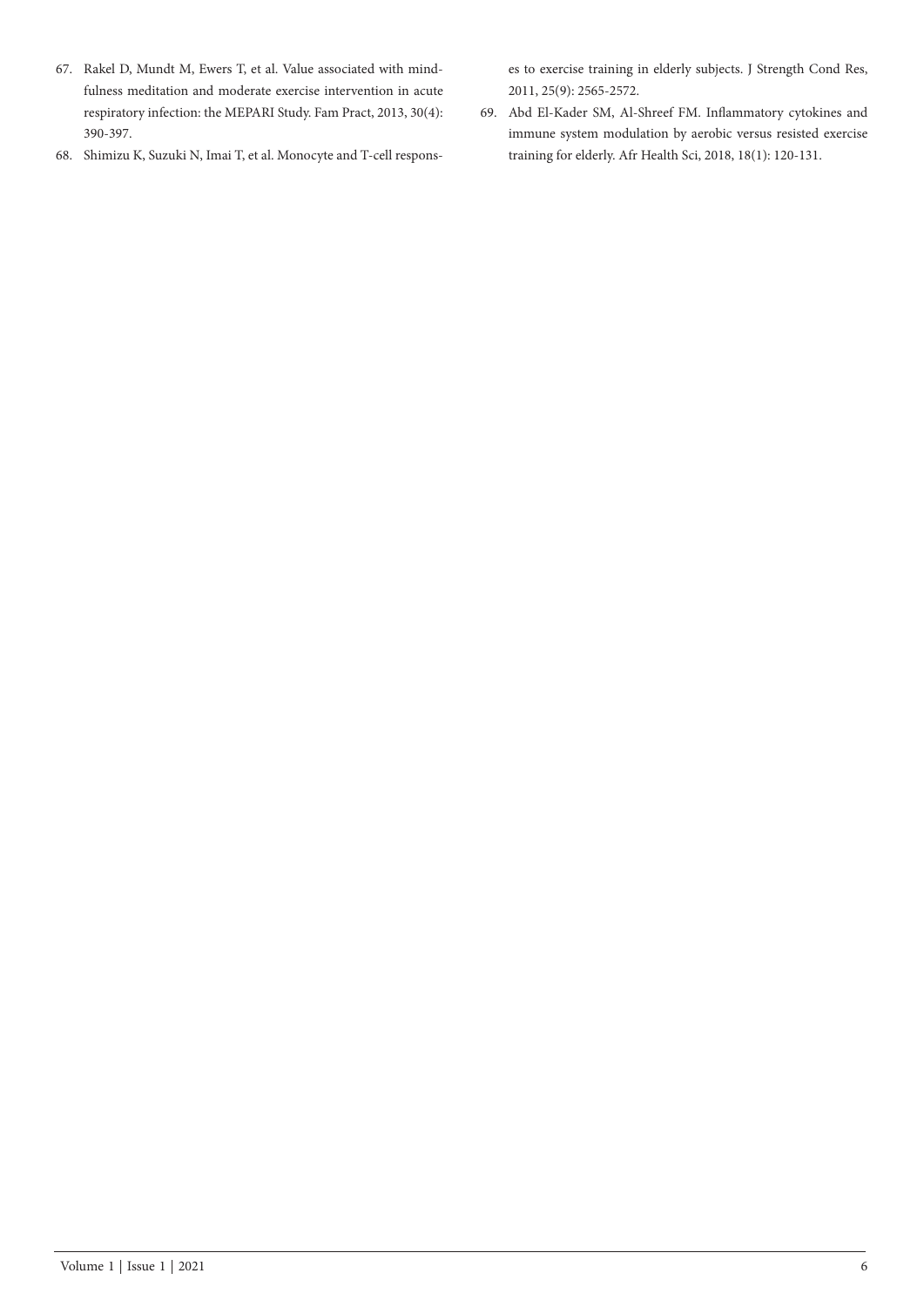67. Rakel D, Mundt M, Ewers T, et al. Value associated with mindfulness meditation and moderate exercise intervention in acute respiratory infection: the MEPARI Study. Fam Pract, 2013, 30(4): 390-397.
68. Shimizu K, Suzuki N, Imai T, et al. Monocyte and T-cell responses to exercise training in elderly subjects. J Strength Cond Res, 2011, 25(9): 2565-2572.
69. Abd El-Kader SM, Al-Shreef FM. Inflammatory cytokines and immune system modulation by aerobic versus resisted exercise training for elderly. Afr Health Sci, 2018, 18(1): 120-131.